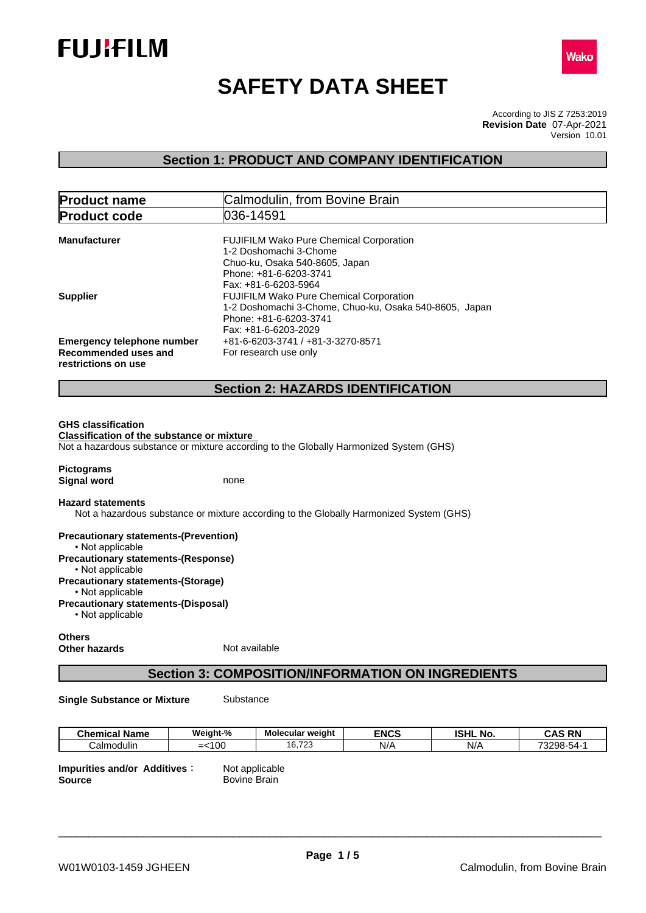FUJIFILM

Wako

# SAFETY DATA SHEET

According to JIS Z 7253:2019
**Revision Date** 07-Apr-2021
Version 10.01

## Section 1: PRODUCT AND COMPANY IDENTIFICATION

| **Product name** | Calmodulin, from Bovine Brain |
|---|---|
| **Product code** | 036-14591 |

**Manufacturer**
FUJIFILM Wako Pure Chemical Corporation
1-2 Doshomachi 3-Chome
Chuo-ku, Osaka 540-8605, Japan
Phone: +81-6-6203-3741
Fax: +81-6-6203-5964

**Supplier**
FUJIFILM Wako Pure Chemical Corporation
1-2 Doshomachi 3-Chome, Chuo-ku, Osaka 540-8605, Japan
Phone: +81-6-6203-3741
Fax: +81-6-6203-2029

**Emergency telephone number** +81-6-6203-3741 / +81-3-3270-8571

**Recommended uses and restrictions on use** For research use only

## Section 2: HAZARDS IDENTIFICATION

**GHS classification**

**Classification of the substance or mixture**

Not a hazardous substance or mixture according to the Globally Harmonized System (GHS)

**Pictograms**

**Signal word** none

**Hazard statements**

Not a hazardous substance or mixture according to the Globally Harmonized System (GHS)

**Precautionary statements-(Prevention)**
- Not applicable

**Precautionary statements-(Response)**
- Not applicable

**Precautionary statements-(Storage)**
- Not applicable

**Precautionary statements-(Disposal)**
- Not applicable

**Others**

**Other hazards** Not available

## Section 3: COMPOSITION/INFORMATION ON INGREDIENTS

**Single Substance or Mixture** Substance

| Chemical Name | Weight-% | Molecular weight | ENCS | ISHL No. | CAS RN |
|---|---|---|---|---|---|
| Calmodulin | =<100 | 16,723 | N/A | N/A | 73298-54-1 |

**Impurities and/or Additives :** Not applicable

**Source** Bovine Brain

W01W0103-1459 JGHEEN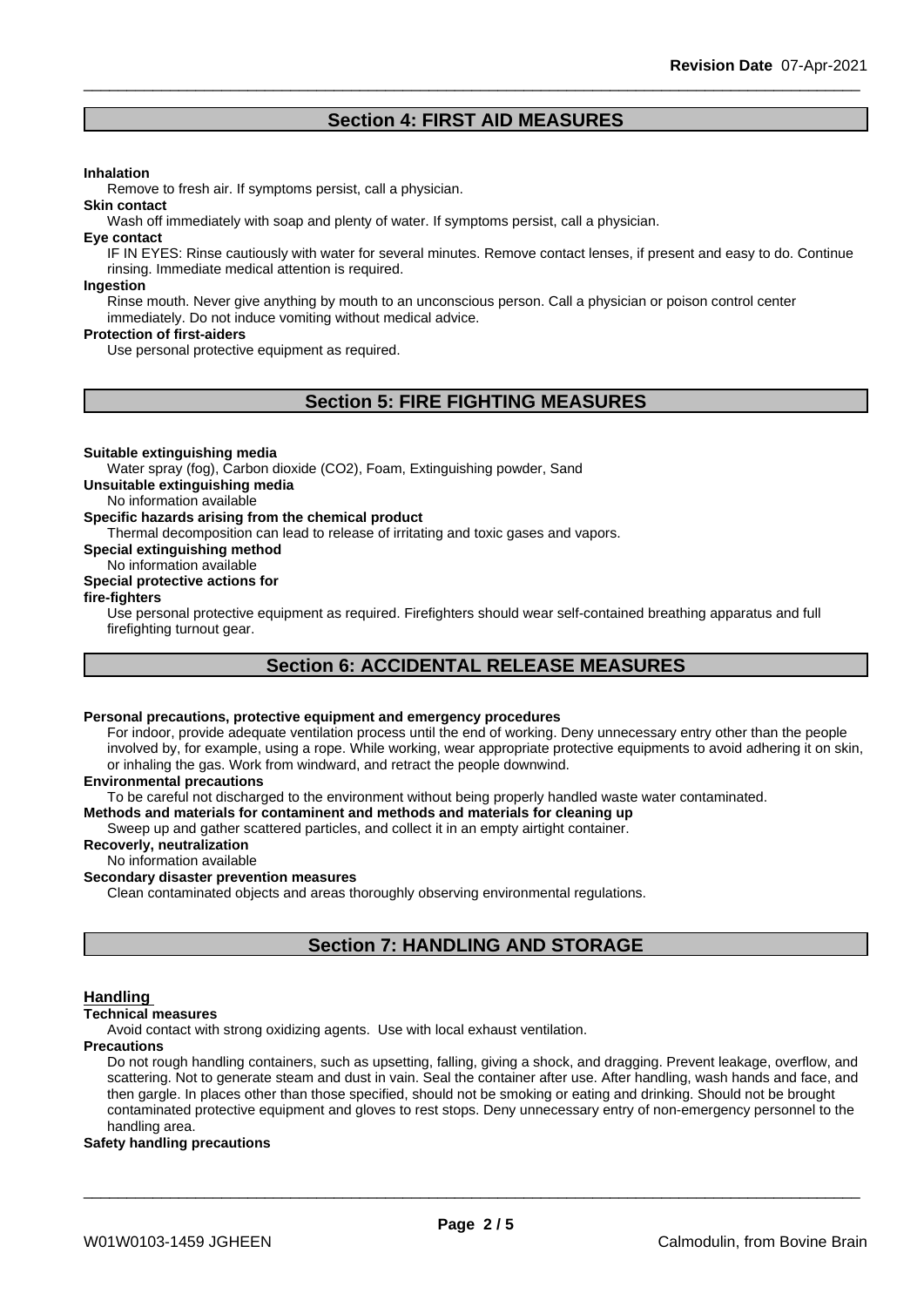## Section 4: FIRST AID MEASURES

**Inhalation**

Remove to fresh air. If symptoms persist, call a physician.

**Skin contact**

Wash off immediately with soap and plenty of water. If symptoms persist, call a physician.

**Eye contact**

IF IN EYES: Rinse cautiously with water for several minutes. Remove contact lenses, if present and easy to do. Continue rinsing. Immediate medical attention is required.

**Ingestion**

Rinse mouth. Never give anything by mouth to an unconscious person. Call a physician or poison control center immediately. Do not induce vomiting without medical advice.

**Protection of first-aiders**

Use personal protective equipment as required.

## Section 5: FIRE FIGHTING MEASURES

**Suitable extinguishing media**

Water spray (fog), Carbon dioxide ($CO_2$), Foam, Extinguishing powder, Sand

**Unsuitable extinguishing media**

No information available

**Specific hazards arising from the chemical product**

Thermal decomposition can lead to release of irritating and toxic gases and vapors.

**Special extinguishing method**

No information available

**Special protective actions for fire-fighters**

Use personal protective equipment as required. Firefighters should wear self-contained breathing apparatus and full firefighting turnout gear.

## Section 6: ACCIDENTAL RELEASE MEASURES

**Personal precautions, protective equipment and emergency procedures**

For indoor, provide adequate ventilation process until the end of working. Deny unnecessary entry other than the people involved by, for example, using a rope. While working, wear appropriate protective equipments to avoid adhering it on skin, or inhaling the gas. Work from windward, and retract the people downwind.

**Environmental precautions**

To be careful not discharged to the environment without being properly handled waste water contaminated.

**Methods and materials for contaminent and methods and materials for cleaning up**

Sweep up and gather scattered particles, and collect it in an empty airtight container.

**Recoverly, neutralization**

No information available

**Secondary disaster prevention measures**

Clean contaminated objects and areas thoroughly observing environmental regulations.

## Section 7: HANDLING AND STORAGE

### Handling

**Technical measures**

Avoid contact with strong oxidizing agents. Use with local exhaust ventilation.

**Precautions**

Do not rough handling containers, such as upsetting, falling, giving a shock, and dragging. Prevent leakage, overflow, and scattering. Not to generate steam and dust in vain. Seal the container after use. After handling, wash hands and face, and then gargle. In places other than those specified, should not be smoking or eating and drinking. Should not be brought contaminated protective equipment and gloves to rest stops. Deny unnecessary entry of non-emergency personnel to the handling area.

**Safety handling precautions**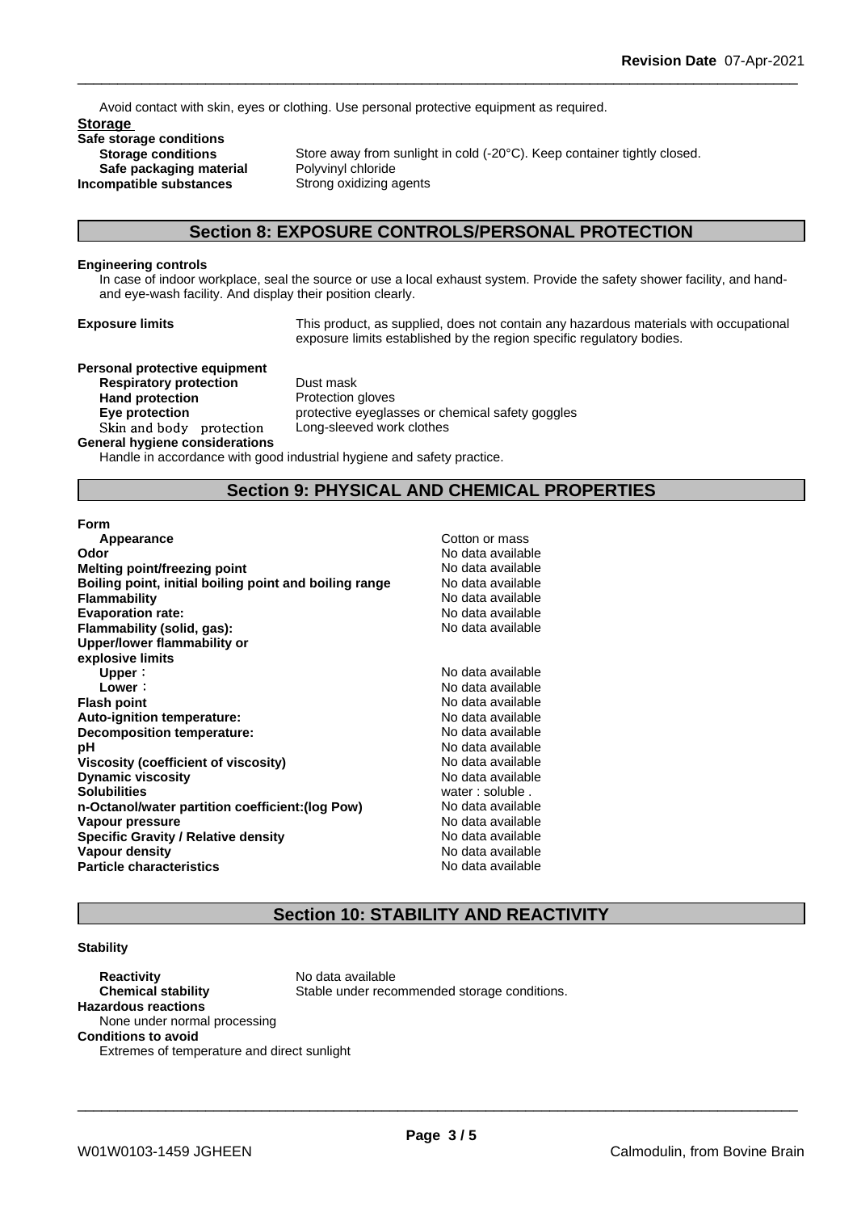Avoid contact with skin, eyes or clothing. Use personal protective equipment as required.

**Storage**

**Safe storage conditions**

| | |
|---|---|
| **Storage conditions** | Store away from sunlight in cold (-20°C). Keep container tightly closed. |
| **Safe packaging material** | Polyvinyl chloride |
| **Incompatible substances** | Strong oxidizing agents |

## Section 8: EXPOSURE CONTROLS/PERSONAL PROTECTION

**Engineering controls**

In case of indoor workplace, seal the source or use a local exhaust system. Provide the safety shower facility, and hand- and eye-wash facility. And display their position clearly.

**Exposure limits** This product, as supplied, does not contain any hazardous materials with occupational exposure limits established by the region specific regulatory bodies.

**Personal protective equipment**

| | |
|---|---|
| **Respiratory protection** | Dust mask |
| **Hand protection** | Protection gloves |
| **Eye protection** | protective eyeglasses or chemical safety goggles |
| Skin and body protection | Long-sleeved work clothes |

**General hygiene considerations**

Handle in accordance with good industrial hygiene and safety practice.

## Section 9: PHYSICAL AND CHEMICAL PROPERTIES

**Form**

| | |
|---|---|
| **Appearance** | Cotton or mass |
| **Odor** | No data available |
| **Melting point/freezing point** | No data available |
| **Boiling point, initial boiling point and boiling range** | No data available |
| **Flammability** | No data available |
| **Evaporation rate:** | No data available |
| **Flammability (solid, gas):** | No data available |
| **Upper/lower flammability or explosive limits** | |
| **Upper**： | No data available |
| **Lower**： | No data available |
| **Flash point** | No data available |
| **Auto-ignition temperature:** | No data available |
| **Decomposition temperature:** | No data available |
| **pH** | No data available |
| **Viscosity (coefficient of viscosity)** | No data available |
| **Dynamic viscosity** | No data available |
| **Solubilities** | water : soluble . |
| **n-Octanol/water partition coefficient:(log Pow)** | No data available |
| **Vapour pressure** | No data available |
| **Specific Gravity / Relative density** | No data available |
| **Vapour density** | No data available |
| **Particle characteristics** | No data available |

## Section 10: STABILITY AND REACTIVITY

**Stability**

| | |
|---|---|
| **Reactivity** | No data available |
| **Chemical stability** | Stable under recommended storage conditions. |

**Hazardous reactions**

None under normal processing

**Conditions to avoid**

Extremes of temperature and direct sunlight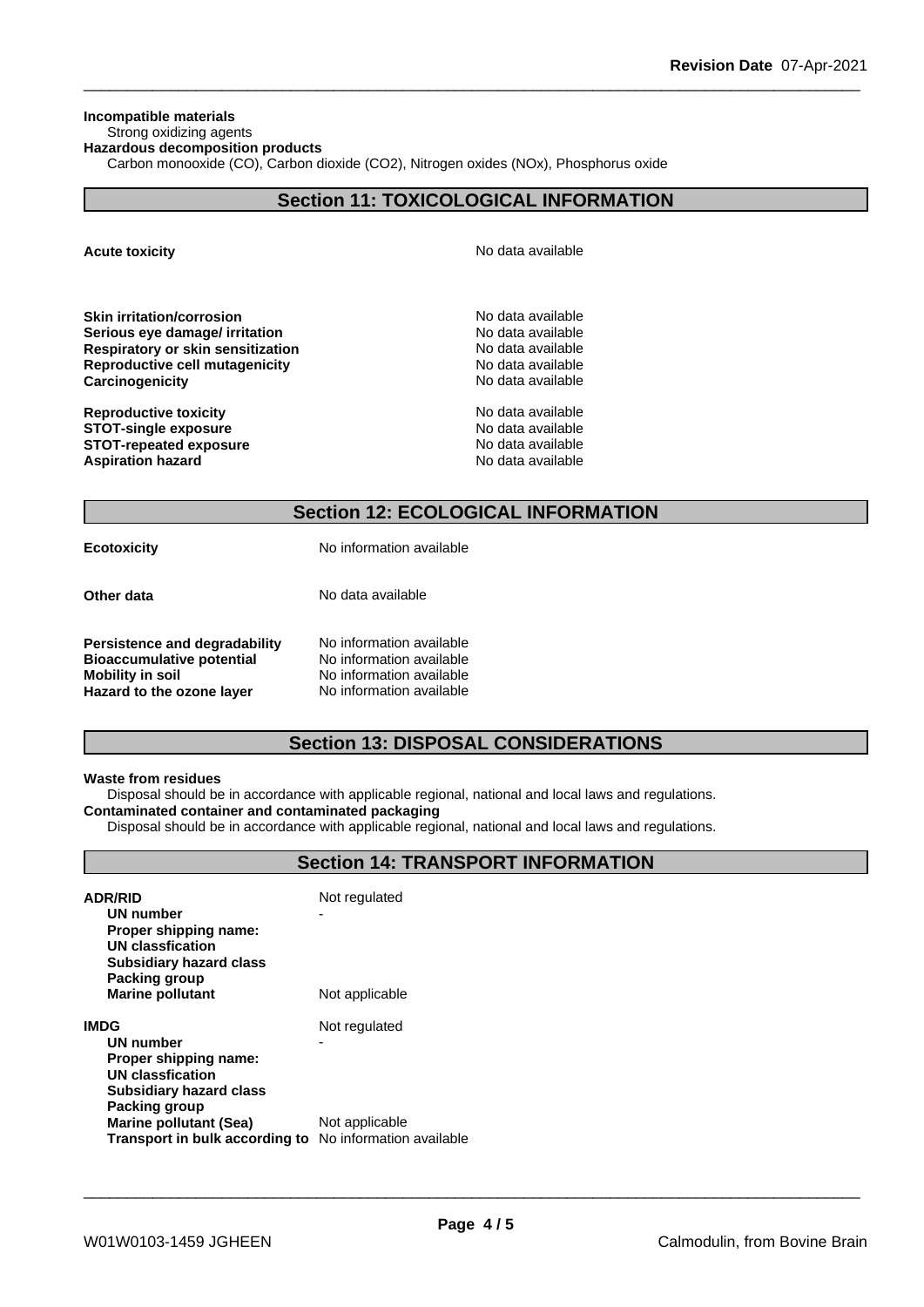**Incompatible materials**
Strong oxidizing agents
**Hazardous decomposition products**
Carbon monooxide (CO), Carbon dioxide ($CO_2$), Nitrogen oxides ($NO_x$), Phosphorus oxide

## Section 11: TOXICOLOGICAL INFORMATION

| | |
|---|---|
| **Acute toxicity** | No data available |
| **Skin irritation/corrosion** | No data available |
| **Serious eye damage/ irritation** | No data available |
| **Respiratory or skin sensitization** | No data available |
| **Reproductive cell mutagenicity** | No data available |
| **Carcinogenicity** | No data available |
| **Reproductive toxicity** | No data available |
| **STOT-single exposure** | No data available |
| **STOT-repeated exposure** | No data available |
| **Aspiration hazard** | No data available |

## Section 12: ECOLOGICAL INFORMATION

| | |
|---|---|
| **Ecotoxicity** | No information available |
| **Other data** | No data available |
| **Persistence and degradability** | No information available |
| **Bioaccumulative potential** | No information available |
| **Mobility in soil** | No information available |
| **Hazard to the ozone layer** | No information available |

## Section 13: DISPOSAL CONSIDERATIONS

**Waste from residues**
Disposal should be in accordance with applicable regional, national and local laws and regulations.
**Contaminated container and contaminated packaging**
Disposal should be in accordance with applicable regional, national and local laws and regulations.

## Section 14: TRANSPORT INFORMATION

| | |
|---|---|
| **ADR/RID** | Not regulated |
| **UN number** | - |
| **Proper shipping name:** | |
| **UN classfication** | |
| **Subsidiary hazard class** | |
| **Packing group** | |
| **Marine pollutant** | Not applicable |
| **IMDG** | Not regulated |
| **UN number** | - |
| **Proper shipping name:** | |
| **UN classfication** | |
| **Subsidiary hazard class** | |
| **Packing group** | |
| **Marine pollutant (Sea)** | Not applicable |
| **Transport in bulk according to** | No information available |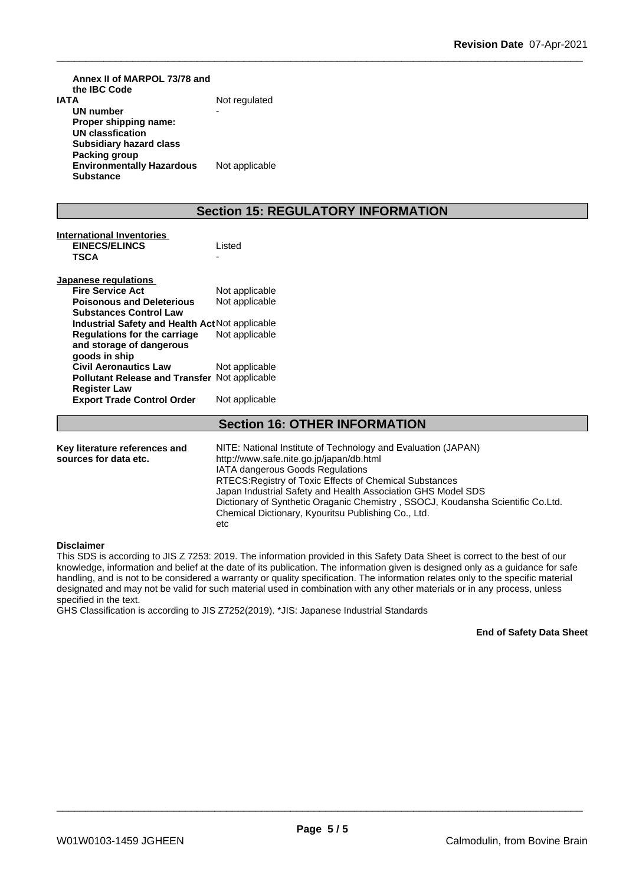| | |
|---|---|
| **Annex II of MARPOL 73/78 and the IBC Code** | |
| **IATA** | Not regulated |
| **UN number** | - |
| **Proper shipping name:** | |
| **UN classfication** | |
| **Subsidiary hazard class** | |
| **Packing group** | |
| **Environmentally Hazardous Substance** | Not applicable |

## Section 15: REGULATORY INFORMATION

**International Inventories**

| | |
|---|---|
| **EINECS/ELINCS** | Listed |
| **TSCA** | - |

**Japanese regulations**

| | |
|---|---|
| **Fire Service Act** | Not applicable |
| **Poisonous and Deleterious Substances Control Law** | Not applicable |
| **Industrial Safety and Health Act** | Not applicable |
| **Regulations for the carriage and storage of dangerous goods in ship** | Not applicable |
| **Civil Aeronautics Law** | Not applicable |
| **Pollutant Release and Transfer Register Law** | Not applicable |
| **Export Trade Control Order** | Not applicable |

## Section 16: OTHER INFORMATION

**Key literature references and sources for data etc.**

NITE: National Institute of Technology and Evaluation (JAPAN)
http://www.safe.nite.go.jp/japan/db.html
IATA dangerous Goods Regulations
RTECS:Registry of Toxic Effects of Chemical Substances
Japan Industrial Safety and Health Association GHS Model SDS
Dictionary of Synthetic Oraganic Chemistry , SSOCJ, Koudansha Scientific Co.Ltd.
Chemical Dictionary, Kyouritsu Publishing Co., Ltd.
etc

**Disclaimer**

This SDS is according to JIS Z 7253: 2019. The information provided in this Safety Data Sheet is correct to the best of our knowledge, information and belief at the date of its publication. The information given is designed only as a guidance for safe handling, and is not to be considered a warranty or quality specification. The information relates only to the specific material designated and may not be valid for such material used in combination with any other materials or in any process, unless specified in the text.

GHS Classification is according to JIS Z7252(2019). *JIS: Japanese Industrial Standards

**End of Safety Data Sheet**